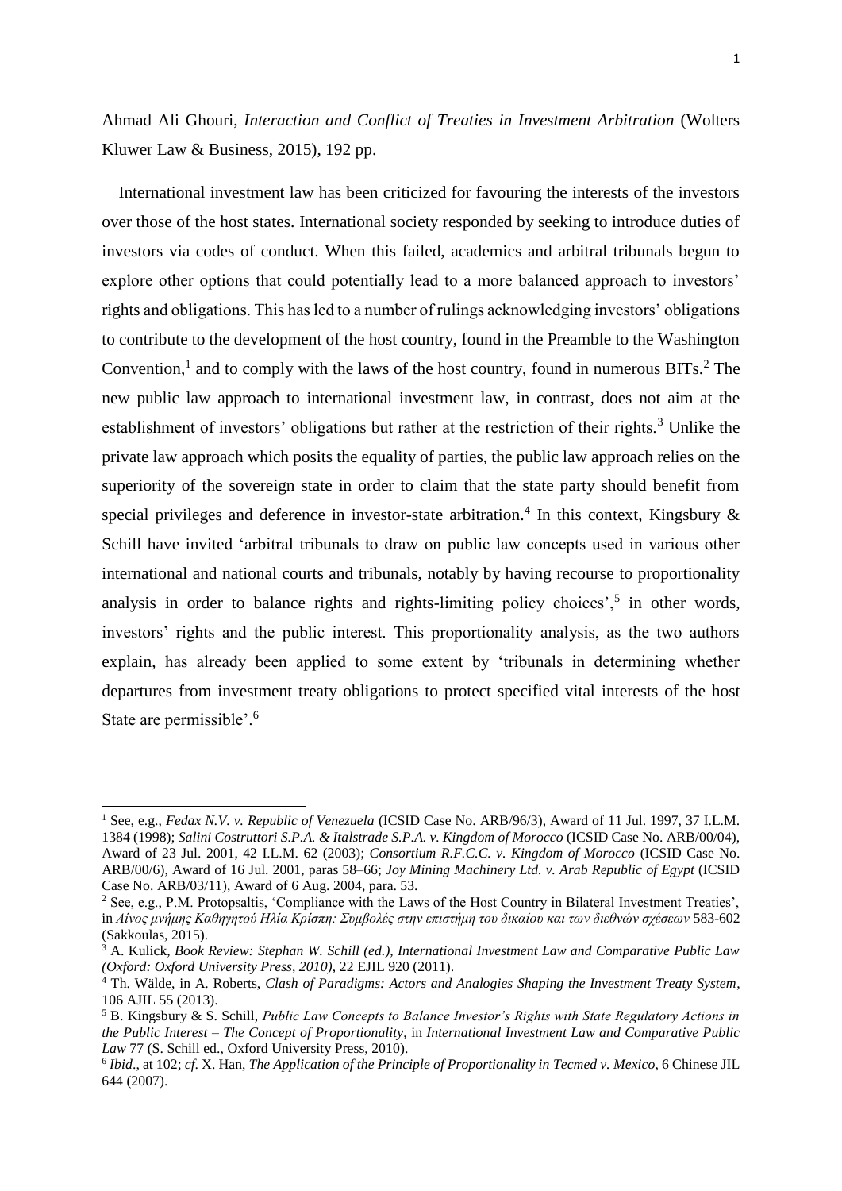Ahmad Ali Ghouri, *Interaction and Conflict of Treaties in Investment Arbitration* (Wolters Kluwer Law & Business, 2015), 192 pp.

International investment law has been criticized for favouring the interests of the investors over those of the host states. International society responded by seeking to introduce duties of investors via codes of conduct. When this failed, academics and arbitral tribunals begun to explore other options that could potentially lead to a more balanced approach to investors' rights and obligations. This has led to a number of rulings acknowledging investors' obligations to contribute to the development of the host country, found in the Preamble to the Washington Convention,[1] and to comply with the laws of the host country, found in numerous BITs.[2] The new public law approach to international investment law, in contrast, does not aim at the establishment of investors' obligations but rather at the restriction of their rights.[3] Unlike the private law approach which posits the equality of parties, the public law approach relies on the superiority of the sovereign state in order to claim that the state party should benefit from special privileges and deference in investor-state arbitration.[4] In this context, Kingsbury & Schill have invited 'arbitral tribunals to draw on public law concepts used in various other international and national courts and tribunals, notably by having recourse to proportionality analysis in order to balance rights and rights-limiting policy choices',[5] in other words, investors' rights and the public interest. This proportionality analysis, as the two authors explain, has already been applied to some extent by 'tribunals in determining whether departures from investment treaty obligations to protect specified vital interests of the host State are permissible'.[6]

---

[1] See, e.g., *Fedax N.V. v. Republic of Venezuela* (ICSID Case No. ARB/96/3), Award of 11 Jul. 1997, 37 I.L.M. 1384 (1998); *Salini Costruttori S.P.A. & Italstrade S.P.A. v. Kingdom of Morocco* (ICSID Case No. ARB/00/04), Award of 23 Jul. 2001, 42 I.L.M. 62 (2003); *Consortium R.F.C.C. v. Kingdom of Morocco* (ICSID Case No. ARB/00/6), Award of 16 Jul. 2001, paras 58–66; *Joy Mining Machinery Ltd. v. Arab Republic of Egypt* (ICSID Case No. ARB/03/11), Award of 6 Aug. 2004, para. 53.

[2] See, e.g., P.M. Protopsaltis, 'Compliance with the Laws of the Host Country in Bilateral Investment Treaties', in *Αίνος μνήμης Καθηγητού Ηλία Κρίσπη: Συμβολές στην επιστήμη του δικαίου και των διεθνών σχέσεων* 583-602 (Sakkoulas, 2015).

[3] A. Kulick, *Book Review: Stephan W. Schill (ed.), International Investment Law and Comparative Public Law (Oxford: Oxford University Press, 2010)*, 22 EJIL 920 (2011).

[4] Th. Wälde, in A. Roberts, *Clash of Paradigms: Actors and Analogies Shaping the Investment Treaty System*, 106 AJIL 55 (2013).

[5] B. Kingsbury & S. Schill, *Public Law Concepts to Balance Investor's Rights with State Regulatory Actions in the Public Interest – The Concept of Proportionality*, in *International Investment Law and Comparative Public Law* 77 (S. Schill ed., Oxford University Press, 2010).

[6] *Ibid*., at 102; *cf*. X. Han, *The Application of the Principle of Proportionality in Tecmed v. Mexico*, 6 Chinese JIL 644 (2007).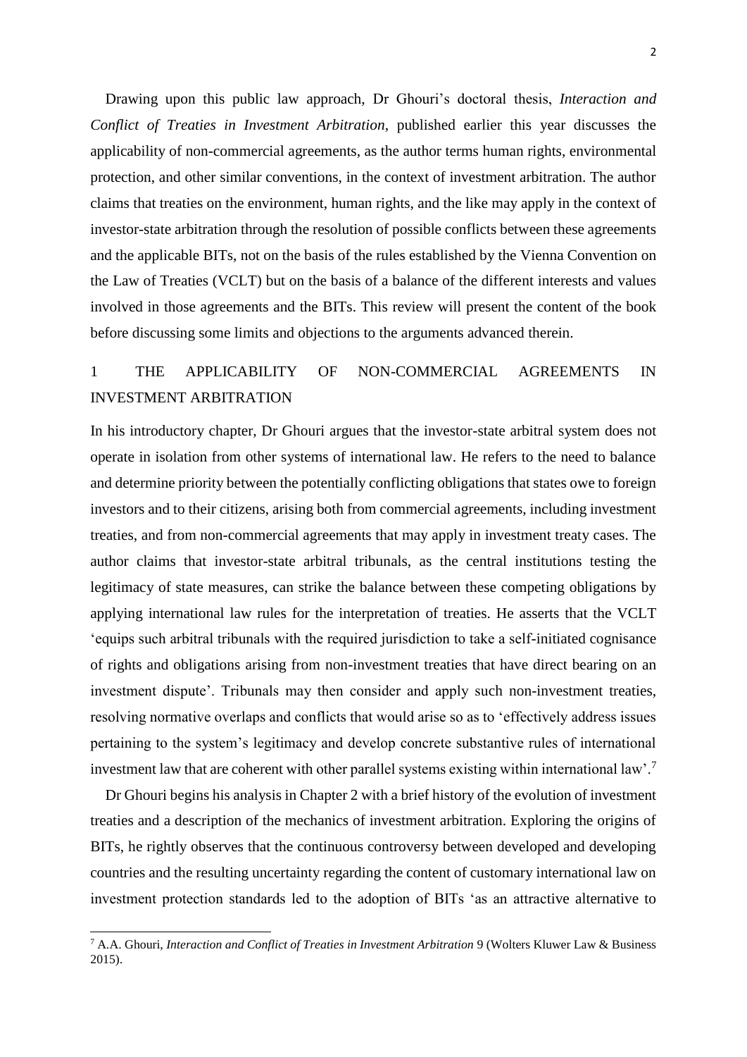Drawing upon this public law approach, Dr Ghouri's doctoral thesis, *Interaction and Conflict of Treaties in Investment Arbitration*, published earlier this year discusses the applicability of non-commercial agreements, as the author terms human rights, environmental protection, and other similar conventions, in the context of investment arbitration. The author claims that treaties on the environment, human rights, and the like may apply in the context of investor-state arbitration through the resolution of possible conflicts between these agreements and the applicable BITs, not on the basis of the rules established by the Vienna Convention on the Law of Treaties (VCLT) but on the basis of a balance of the different interests and values involved in those agreements and the BITs. This review will present the content of the book before discussing some limits and objections to the arguments advanced therein.

## 1 THE APPLICABILITY OF NON-COMMERCIAL AGREEMENTS IN INVESTMENT ARBITRATION

In his introductory chapter, Dr Ghouri argues that the investor-state arbitral system does not operate in isolation from other systems of international law. He refers to the need to balance and determine priority between the potentially conflicting obligations that states owe to foreign investors and to their citizens, arising both from commercial agreements, including investment treaties, and from non-commercial agreements that may apply in investment treaty cases. The author claims that investor-state arbitral tribunals, as the central institutions testing the legitimacy of state measures, can strike the balance between these competing obligations by applying international law rules for the interpretation of treaties. He asserts that the VCLT 'equips such arbitral tribunals with the required jurisdiction to take a self-initiated cognisance of rights and obligations arising from non-investment treaties that have direct bearing on an investment dispute'. Tribunals may then consider and apply such non-investment treaties, resolving normative overlaps and conflicts that would arise so as to 'effectively address issues pertaining to the system's legitimacy and develop concrete substantive rules of international investment law that are coherent with other parallel systems existing within international law'.[7]

Dr Ghouri begins his analysis in Chapter 2 with a brief history of the evolution of investment treaties and a description of the mechanics of investment arbitration. Exploring the origins of BITs, he rightly observes that the continuous controversy between developed and developing countries and the resulting uncertainty regarding the content of customary international law on investment protection standards led to the adoption of BITs 'as an attractive alternative to

[7] A.A. Ghouri, *Interaction and Conflict of Treaties in Investment Arbitration* 9 (Wolters Kluwer Law & Business 2015).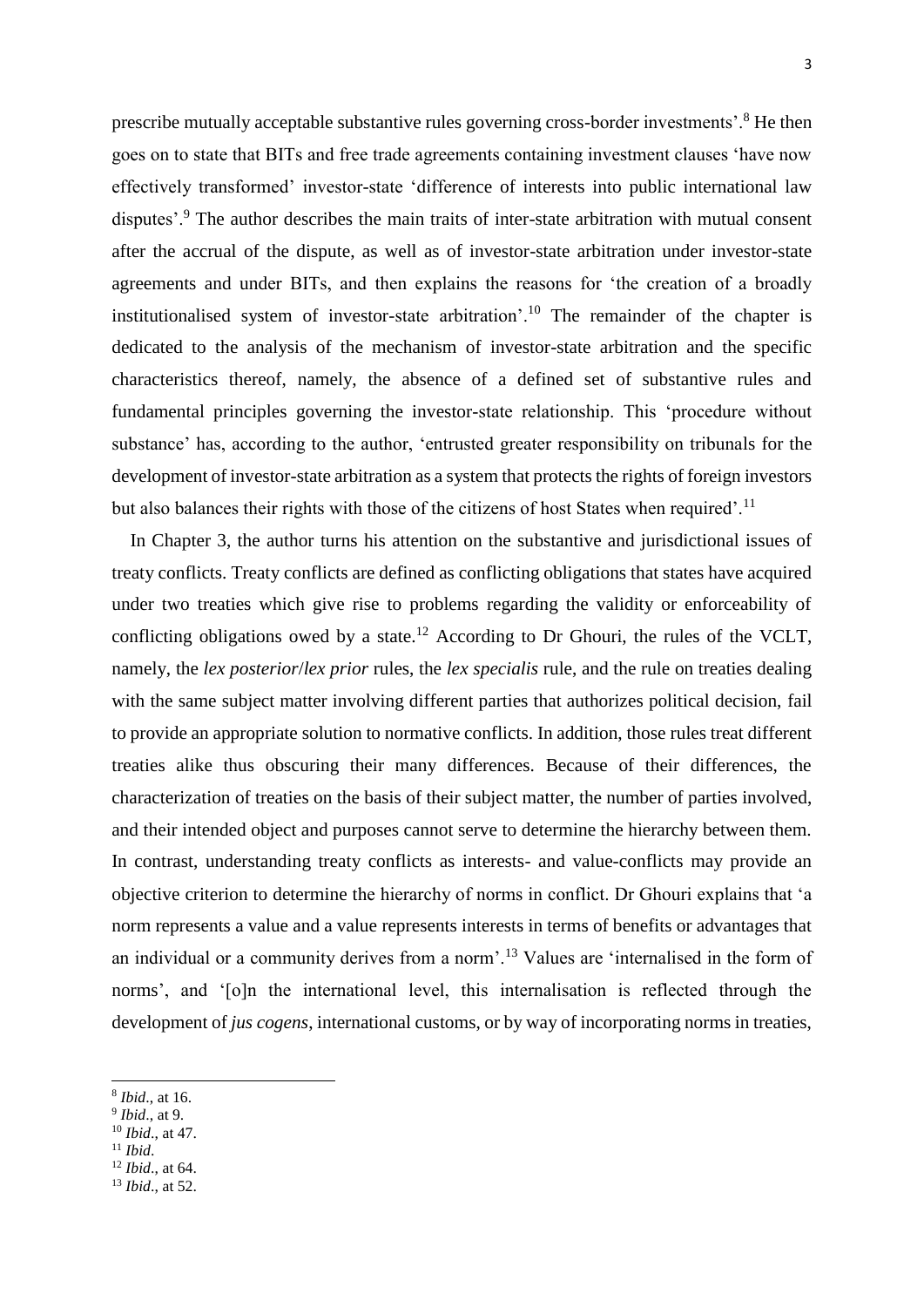prescribe mutually acceptable substantive rules governing cross-border investments'.[8] He then goes on to state that BITs and free trade agreements containing investment clauses 'have now effectively transformed' investor-state 'difference of interests into public international law disputes'.[9] The author describes the main traits of inter-state arbitration with mutual consent after the accrual of the dispute, as well as of investor-state arbitration under investor-state agreements and under BITs, and then explains the reasons for 'the creation of a broadly institutionalised system of investor-state arbitration'.[10] The remainder of the chapter is dedicated to the analysis of the mechanism of investor-state arbitration and the specific characteristics thereof, namely, the absence of a defined set of substantive rules and fundamental principles governing the investor-state relationship. This 'procedure without substance' has, according to the author, 'entrusted greater responsibility on tribunals for the development of investor-state arbitration as a system that protects the rights of foreign investors but also balances their rights with those of the citizens of host States when required'.[11]

In Chapter 3, the author turns his attention on the substantive and jurisdictional issues of treaty conflicts. Treaty conflicts are defined as conflicting obligations that states have acquired under two treaties which give rise to problems regarding the validity or enforceability of conflicting obligations owed by a state.[12] According to Dr Ghouri, the rules of the VCLT, namely, the *lex posterior*/*lex prior* rules, the *lex specialis* rule, and the rule on treaties dealing with the same subject matter involving different parties that authorizes political decision, fail to provide an appropriate solution to normative conflicts. In addition, those rules treat different treaties alike thus obscuring their many differences. Because of their differences, the characterization of treaties on the basis of their subject matter, the number of parties involved, and their intended object and purposes cannot serve to determine the hierarchy between them. In contrast, understanding treaty conflicts as interests- and value-conflicts may provide an objective criterion to determine the hierarchy of norms in conflict. Dr Ghouri explains that 'a norm represents a value and a value represents interests in terms of benefits or advantages that an individual or a community derives from a norm'.[13] Values are 'internalised in the form of norms', and '[o]n the international level, this internalisation is reflected through the development of *jus cogens*, international customs, or by way of incorporating norms in treaties,

[8] *Ibid*., at 16.
[9] *Ibid*., at 9.
[10] *Ibid*., at 47.
[11] *Ibid*.
[12] *Ibid*., at 64.
[13] *Ibid*., at 52.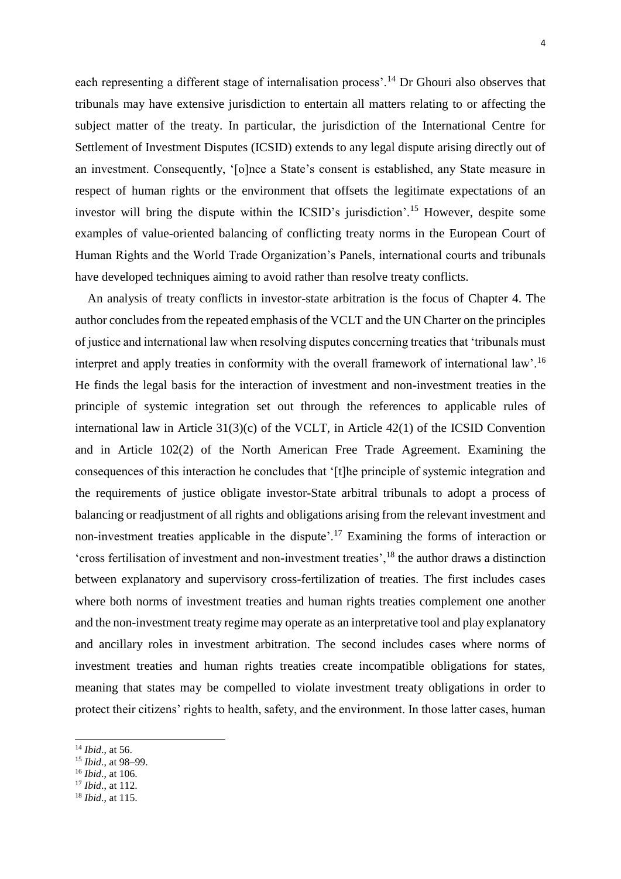each representing a different stage of internalisation process'.[14] Dr Ghouri also observes that tribunals may have extensive jurisdiction to entertain all matters relating to or affecting the subject matter of the treaty. In particular, the jurisdiction of the International Centre for Settlement of Investment Disputes (ICSID) extends to any legal dispute arising directly out of an investment. Consequently, '[o]nce a State's consent is established, any State measure in respect of human rights or the environment that offsets the legitimate expectations of an investor will bring the dispute within the ICSID's jurisdiction'.[15] However, despite some examples of value-oriented balancing of conflicting treaty norms in the European Court of Human Rights and the World Trade Organization's Panels, international courts and tribunals have developed techniques aiming to avoid rather than resolve treaty conflicts.

An analysis of treaty conflicts in investor-state arbitration is the focus of Chapter 4. The author concludes from the repeated emphasis of the VCLT and the UN Charter on the principles of justice and international law when resolving disputes concerning treaties that 'tribunals must interpret and apply treaties in conformity with the overall framework of international law'.[16] He finds the legal basis for the interaction of investment and non-investment treaties in the principle of systemic integration set out through the references to applicable rules of international law in Article 31(3)(c) of the VCLT, in Article 42(1) of the ICSID Convention and in Article 102(2) of the North American Free Trade Agreement. Examining the consequences of this interaction he concludes that '[t]he principle of systemic integration and the requirements of justice obligate investor-State arbitral tribunals to adopt a process of balancing or readjustment of all rights and obligations arising from the relevant investment and non-investment treaties applicable in the dispute'.[17] Examining the forms of interaction or 'cross fertilisation of investment and non-investment treaties',[18] the author draws a distinction between explanatory and supervisory cross-fertilization of treaties. The first includes cases where both norms of investment treaties and human rights treaties complement one another and the non-investment treaty regime may operate as an interpretative tool and play explanatory and ancillary roles in investment arbitration. The second includes cases where norms of investment treaties and human rights treaties create incompatible obligations for states, meaning that states may be compelled to violate investment treaty obligations in order to protect their citizens' rights to health, safety, and the environment. In those latter cases, human

---

[14] *Ibid*., at 56.

[15] *Ibid*., at 98–99.

[16] *Ibid*., at 106.

[17] *Ibid*., at 112.

[18] *Ibid*., at 115.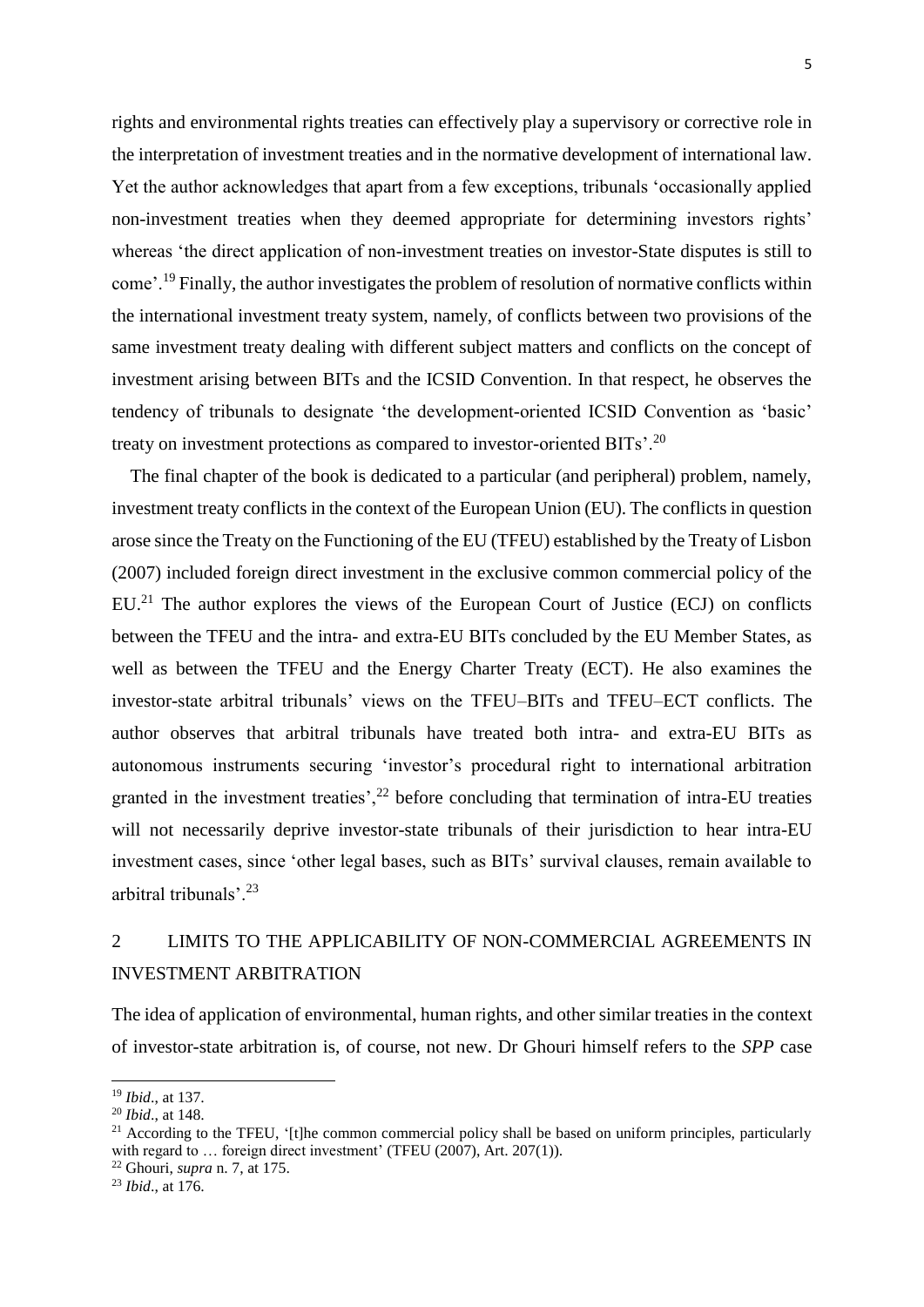rights and environmental rights treaties can effectively play a supervisory or corrective role in the interpretation of investment treaties and in the normative development of international law. Yet the author acknowledges that apart from a few exceptions, tribunals 'occasionally applied non-investment treaties when they deemed appropriate for determining investors rights' whereas 'the direct application of non-investment treaties on investor-State disputes is still to come'.[19] Finally, the author investigates the problem of resolution of normative conflicts within the international investment treaty system, namely, of conflicts between two provisions of the same investment treaty dealing with different subject matters and conflicts on the concept of investment arising between BITs and the ICSID Convention. In that respect, he observes the tendency of tribunals to designate 'the development-oriented ICSID Convention as 'basic' treaty on investment protections as compared to investor-oriented BITs'.[20]

The final chapter of the book is dedicated to a particular (and peripheral) problem, namely, investment treaty conflicts in the context of the European Union (EU). The conflicts in question arose since the Treaty on the Functioning of the EU (TFEU) established by the Treaty of Lisbon (2007) included foreign direct investment in the exclusive common commercial policy of the EU.[21] The author explores the views of the European Court of Justice (ECJ) on conflicts between the TFEU and the intra- and extra-EU BITs concluded by the EU Member States, as well as between the TFEU and the Energy Charter Treaty (ECT). He also examines the investor-state arbitral tribunals' views on the TFEU–BITs and TFEU–ECT conflicts. The author observes that arbitral tribunals have treated both intra- and extra-EU BITs as autonomous instruments securing 'investor's procedural right to international arbitration granted in the investment treaties',[22] before concluding that termination of intra-EU treaties will not necessarily deprive investor-state tribunals of their jurisdiction to hear intra-EU investment cases, since 'other legal bases, such as BITs' survival clauses, remain available to arbitral tribunals'.[23]

## 2 LIMITS TO THE APPLICABILITY OF NON-COMMERCIAL AGREEMENTS IN INVESTMENT ARBITRATION

The idea of application of environmental, human rights, and other similar treaties in the context of investor-state arbitration is, of course, not new. Dr Ghouri himself refers to the *SPP* case

---

[19] *Ibid*., at 137.

[20] *Ibid*., at 148.

[21] According to the TFEU, '[t]he common commercial policy shall be based on uniform principles, particularly with regard to … foreign direct investment' (TFEU (2007), Art. 207(1)).

[22] Ghouri, *supra* n. 7, at 175.

[23] *Ibid*., at 176.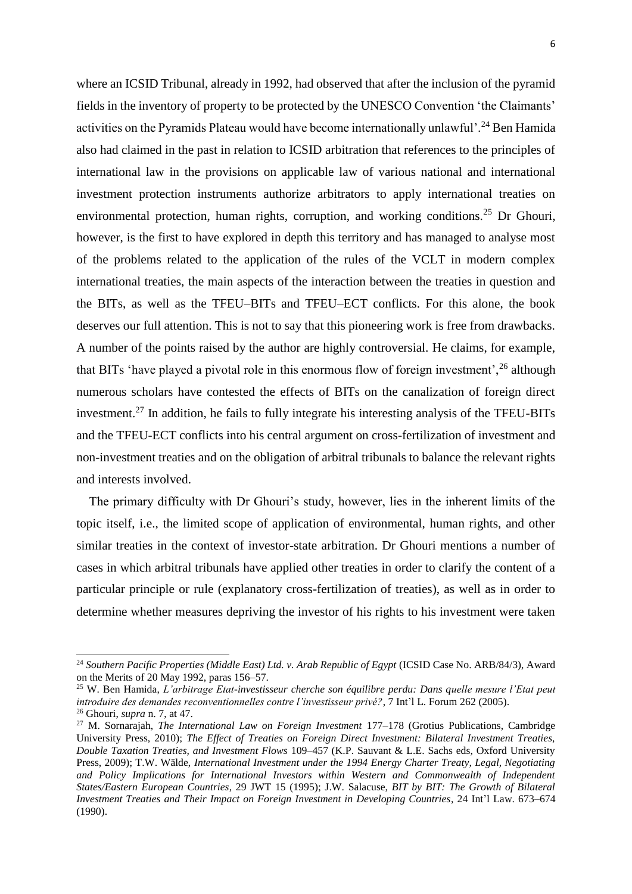where an ICSID Tribunal, already in 1992, had observed that after the inclusion of the pyramid fields in the inventory of property to be protected by the UNESCO Convention 'the Claimants' activities on the Pyramids Plateau would have become internationally unlawful'.[24] Ben Hamida also had claimed in the past in relation to ICSID arbitration that references to the principles of international law in the provisions on applicable law of various national and international investment protection instruments authorize arbitrators to apply international treaties on environmental protection, human rights, corruption, and working conditions.[25] Dr Ghouri, however, is the first to have explored in depth this territory and has managed to analyse most of the problems related to the application of the rules of the VCLT in modern complex international treaties, the main aspects of the interaction between the treaties in question and the BITs, as well as the TFEU–BITs and TFEU–ECT conflicts. For this alone, the book deserves our full attention. This is not to say that this pioneering work is free from drawbacks. A number of the points raised by the author are highly controversial. He claims, for example, that BITs 'have played a pivotal role in this enormous flow of foreign investment',[26] although numerous scholars have contested the effects of BITs on the canalization of foreign direct investment.[27] In addition, he fails to fully integrate his interesting analysis of the TFEU-BITs and the TFEU-ECT conflicts into his central argument on cross-fertilization of investment and non-investment treaties and on the obligation of arbitral tribunals to balance the relevant rights and interests involved.

The primary difficulty with Dr Ghouri's study, however, lies in the inherent limits of the topic itself, i.e., the limited scope of application of environmental, human rights, and other similar treaties in the context of investor-state arbitration. Dr Ghouri mentions a number of cases in which arbitral tribunals have applied other treaties in order to clarify the content of a particular principle or rule (explanatory cross-fertilization of treaties), as well as in order to determine whether measures depriving the investor of his rights to his investment were taken

---

[24] *Southern Pacific Properties (Middle East) Ltd. v. Arab Republic of Egypt* (ICSID Case No. ARB/84/3), Award on the Merits of 20 May 1992, paras 156–57.

[25] W. Ben Hamida, *L'arbitrage Etat-investisseur cherche son équilibre perdu: Dans quelle mesure l'Etat peut introduire des demandes reconventionnelles contre l'investisseur privé?*, 7 Int'l L. Forum 262 (2005).

[26] Ghouri, *supra* n. 7, at 47.

[27] M. Sornarajah, *The International Law on Foreign Investment* 177–178 (Grotius Publications, Cambridge University Press, 2010); *The Effect of Treaties on Foreign Direct Investment: Bilateral Investment Treaties, Double Taxation Treaties, and Investment Flows* 109–457 (K.P. Sauvant & L.E. Sachs eds, Oxford University Press, 2009); T.W. Wälde, *International Investment under the 1994 Energy Charter Treaty, Legal, Negotiating and Policy Implications for International Investors within Western and Commonwealth of Independent States/Eastern European Countries*, 29 JWT 15 (1995); J.W. Salacuse, *BIT by BIT: The Growth of Bilateral Investment Treaties and Their Impact on Foreign Investment in Developing Countries*, 24 Int'l Law. 673–674 (1990).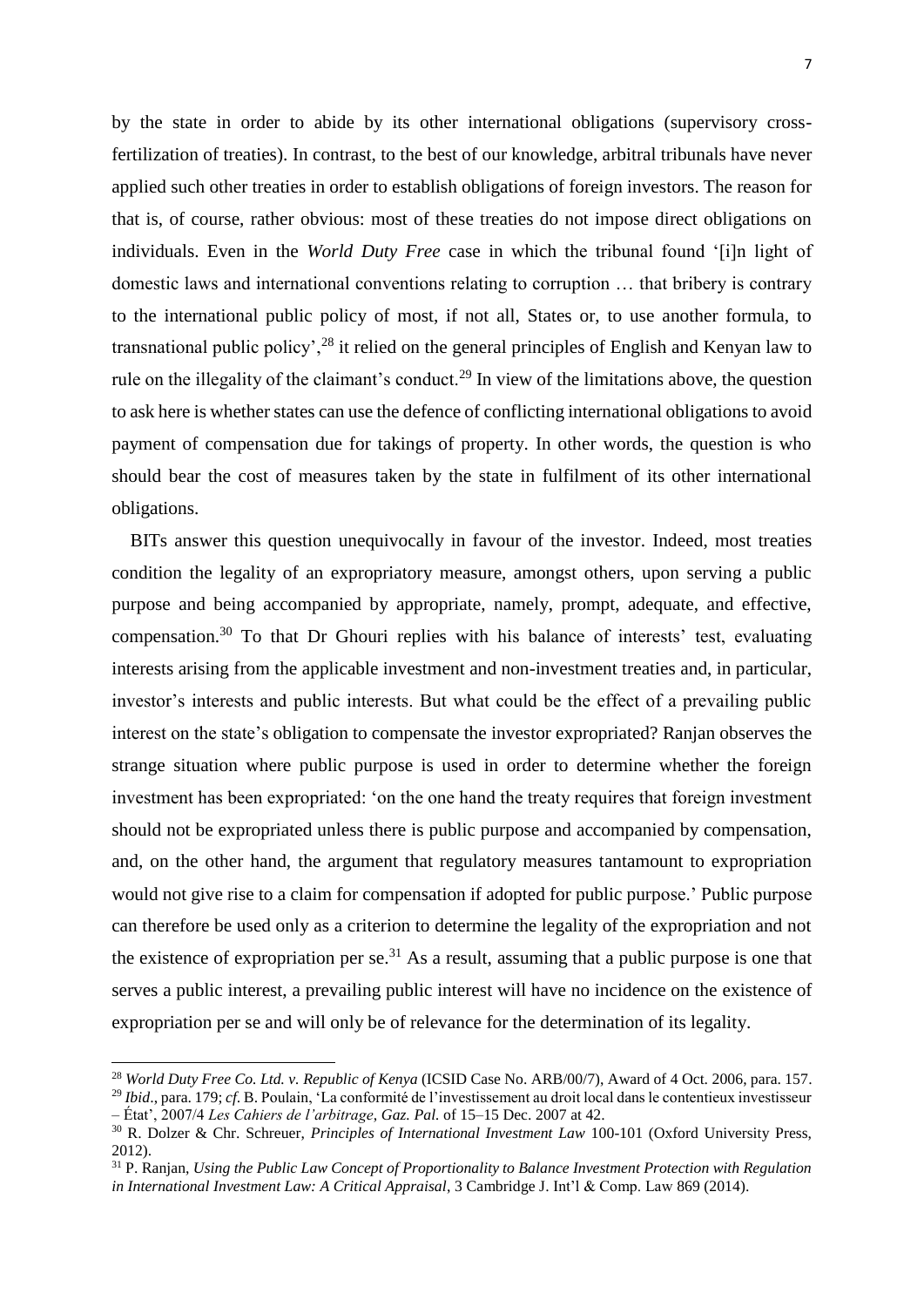by the state in order to abide by its other international obligations (supervisory cross-fertilization of treaties). In contrast, to the best of our knowledge, arbitral tribunals have never applied such other treaties in order to establish obligations of foreign investors. The reason for that is, of course, rather obvious: most of these treaties do not impose direct obligations on individuals. Even in the *World Duty Free* case in which the tribunal found '[i]n light of domestic laws and international conventions relating to corruption … that bribery is contrary to the international public policy of most, if not all, States or, to use another formula, to transnational public policy',[28] it relied on the general principles of English and Kenyan law to rule on the illegality of the claimant's conduct.[29] In view of the limitations above, the question to ask here is whether states can use the defence of conflicting international obligations to avoid payment of compensation due for takings of property. In other words, the question is who should bear the cost of measures taken by the state in fulfilment of its other international obligations.

BITs answer this question unequivocally in favour of the investor. Indeed, most treaties condition the legality of an expropriatory measure, amongst others, upon serving a public purpose and being accompanied by appropriate, namely, prompt, adequate, and effective, compensation.[30] To that Dr Ghouri replies with his balance of interests' test, evaluating interests arising from the applicable investment and non-investment treaties and, in particular, investor's interests and public interests. But what could be the effect of a prevailing public interest on the state's obligation to compensate the investor expropriated? Ranjan observes the strange situation where public purpose is used in order to determine whether the foreign investment has been expropriated: 'on the one hand the treaty requires that foreign investment should not be expropriated unless there is public purpose and accompanied by compensation, and, on the other hand, the argument that regulatory measures tantamount to expropriation would not give rise to a claim for compensation if adopted for public purpose.' Public purpose can therefore be used only as a criterion to determine the legality of the expropriation and not the existence of expropriation per se.[31] As a result, assuming that a public purpose is one that serves a public interest, a prevailing public interest will have no incidence on the existence of expropriation per se and will only be of relevance for the determination of its legality.

---

[28] *World Duty Free Co. Ltd. v. Republic of Kenya* (ICSID Case No. ARB/00/7), Award of 4 Oct. 2006, para. 157.

[29] *Ibid*., para. 179; *cf*. B. Poulain, 'La conformité de l'investissement au droit local dans le contentieux investisseur – État', 2007/4 *Les Cahiers de l'arbitrage*, *Gaz. Pal.* of 15–15 Dec. 2007 at 42.

[30] R. Dolzer & Chr. Schreuer, *Principles of International Investment Law* 100-101 (Oxford University Press, 2012).

[31] P. Ranjan, *Using the Public Law Concept of Proportionality to Balance Investment Protection with Regulation in International Investment Law: A Critical Appraisal*, 3 Cambridge J. Int'l & Comp. Law 869 (2014).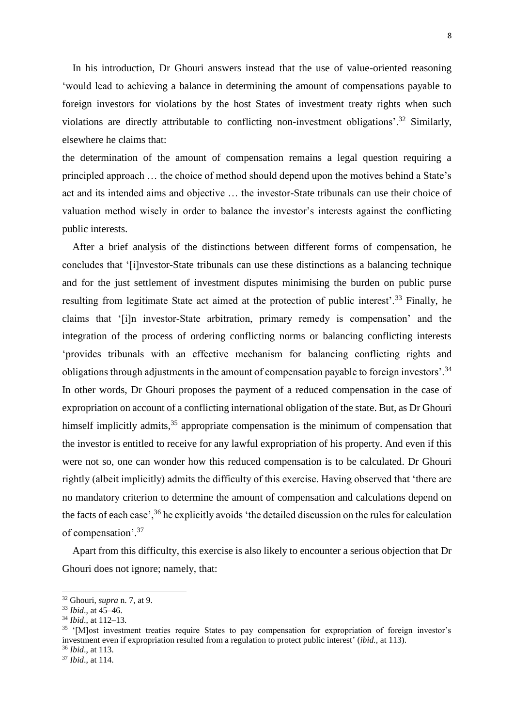In his introduction, Dr Ghouri answers instead that the use of value-oriented reasoning 'would lead to achieving a balance in determining the amount of compensations payable to foreign investors for violations by the host States of investment treaty rights when such violations are directly attributable to conflicting non-investment obligations'.[32] Similarly, elsewhere he claims that:

the determination of the amount of compensation remains a legal question requiring a principled approach … the choice of method should depend upon the motives behind a State's act and its intended aims and objective … the investor-State tribunals can use their choice of valuation method wisely in order to balance the investor's interests against the conflicting public interests.

After a brief analysis of the distinctions between different forms of compensation, he concludes that '[i]nvestor-State tribunals can use these distinctions as a balancing technique and for the just settlement of investment disputes minimising the burden on public purse resulting from legitimate State act aimed at the protection of public interest'.[33] Finally, he claims that '[i]n investor-State arbitration, primary remedy is compensation' and the integration of the process of ordering conflicting norms or balancing conflicting interests 'provides tribunals with an effective mechanism for balancing conflicting rights and obligations through adjustments in the amount of compensation payable to foreign investors'.[34] In other words, Dr Ghouri proposes the payment of a reduced compensation in the case of expropriation on account of a conflicting international obligation of the state. But, as Dr Ghouri himself implicitly admits,[35] appropriate compensation is the minimum of compensation that the investor is entitled to receive for any lawful expropriation of his property. And even if this were not so, one can wonder how this reduced compensation is to be calculated. Dr Ghouri rightly (albeit implicitly) admits the difficulty of this exercise. Having observed that 'there are no mandatory criterion to determine the amount of compensation and calculations depend on the facts of each case',[36] he explicitly avoids 'the detailed discussion on the rules for calculation of compensation'.[37]

Apart from this difficulty, this exercise is also likely to encounter a serious objection that Dr Ghouri does not ignore; namely, that:

---

[32] Ghouri, *supra* n. 7, at 9.

[33] *Ibid*., at 45–46.

[34] *Ibid*., at 112–13.

[35] '[M]ost investment treaties require States to pay compensation for expropriation of foreign investor's investment even if expropriation resulted from a regulation to protect public interest' (*ibid.*, at 113).

[36] *Ibid*., at 113.

[37] *Ibid*., at 114.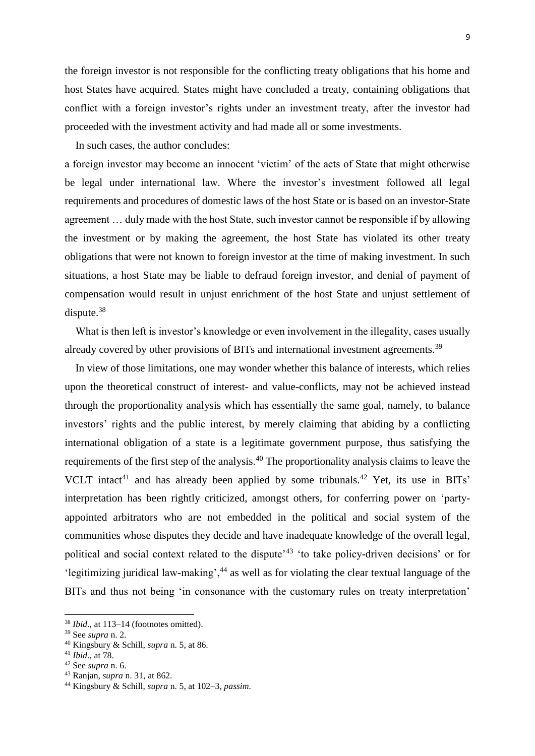the foreign investor is not responsible for the conflicting treaty obligations that his home and host States have acquired. States might have concluded a treaty, containing obligations that conflict with a foreign investor's rights under an investment treaty, after the investor had proceeded with the investment activity and had made all or some investments.

In such cases, the author concludes:

a foreign investor may become an innocent 'victim' of the acts of State that might otherwise be legal under international law. Where the investor's investment followed all legal requirements and procedures of domestic laws of the host State or is based on an investor-State agreement … duly made with the host State, such investor cannot be responsible if by allowing the investment or by making the agreement, the host State has violated its other treaty obligations that were not known to foreign investor at the time of making investment. In such situations, a host State may be liable to defraud foreign investor, and denial of payment of compensation would result in unjust enrichment of the host State and unjust settlement of dispute.[38]

What is then left is investor's knowledge or even involvement in the illegality, cases usually already covered by other provisions of BITs and international investment agreements.[39]

In view of those limitations, one may wonder whether this balance of interests, which relies upon the theoretical construct of interest- and value-conflicts, may not be achieved instead through the proportionality analysis which has essentially the same goal, namely, to balance investors' rights and the public interest, by merely claiming that abiding by a conflicting international obligation of a state is a legitimate government purpose, thus satisfying the requirements of the first step of the analysis.[40] The proportionality analysis claims to leave the VCLT intact[41] and has already been applied by some tribunals.[42] Yet, its use in BITs' interpretation has been rightly criticized, amongst others, for conferring power on 'party-appointed arbitrators who are not embedded in the political and social system of the communities whose disputes they decide and have inadequate knowledge of the overall legal, political and social context related to the dispute'[43] 'to take policy-driven decisions' or for 'legitimizing juridical law-making',[44] as well as for violating the clear textual language of the BITs and thus not being 'in consonance with the customary rules on treaty interpretation'

---

[38] *Ibid*., at 113–14 (footnotes omitted).

[39] See *supra* n. 2.

[40] Kingsbury & Schill, *supra* n. 5, at 86.

[41] *Ibid*., at 78.

[42] See *supra* n. 6.

[43] Ranjan, *supra* n. 31, at 862.

[44] Kingsbury & Schill, *supra* n. 5, at 102–3, *passim*.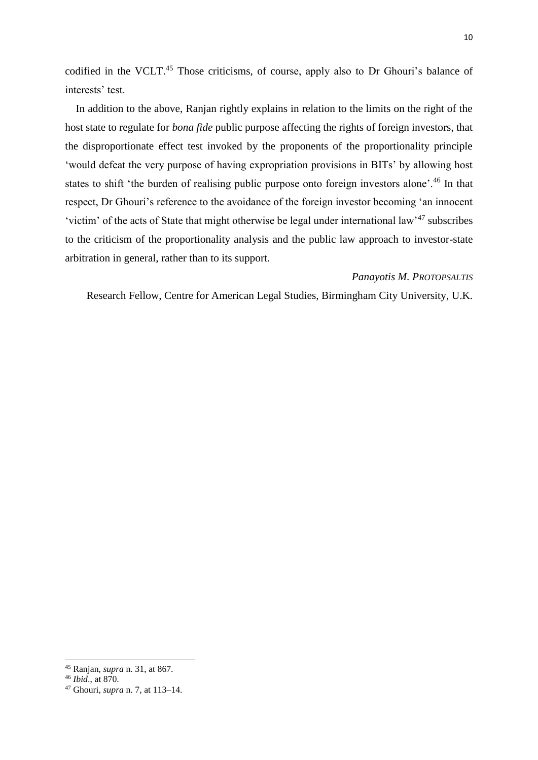codified in the VCLT.[45] Those criticisms, of course, apply also to Dr Ghouri's balance of interests' test.

In addition to the above, Ranjan rightly explains in relation to the limits on the right of the host state to regulate for *bona fide* public purpose affecting the rights of foreign investors, that the disproportionate effect test invoked by the proponents of the proportionality principle 'would defeat the very purpose of having expropriation provisions in BITs' by allowing host states to shift 'the burden of realising public purpose onto foreign investors alone'.[46] In that respect, Dr Ghouri's reference to the avoidance of the foreign investor becoming 'an innocent 'victim' of the acts of State that might otherwise be legal under international law'[47] subscribes to the criticism of the proportionality analysis and the public law approach to investor-state arbitration in general, rather than to its support.

*Panayotis M. PROTOPSALTIS*

Research Fellow, Centre for American Legal Studies, Birmingham City University, U.K.

---

[45] Ranjan, *supra* n. 31, at 867.

[46] *Ibid*., at 870.

[47] Ghouri, *supra* n. 7, at 113–14.